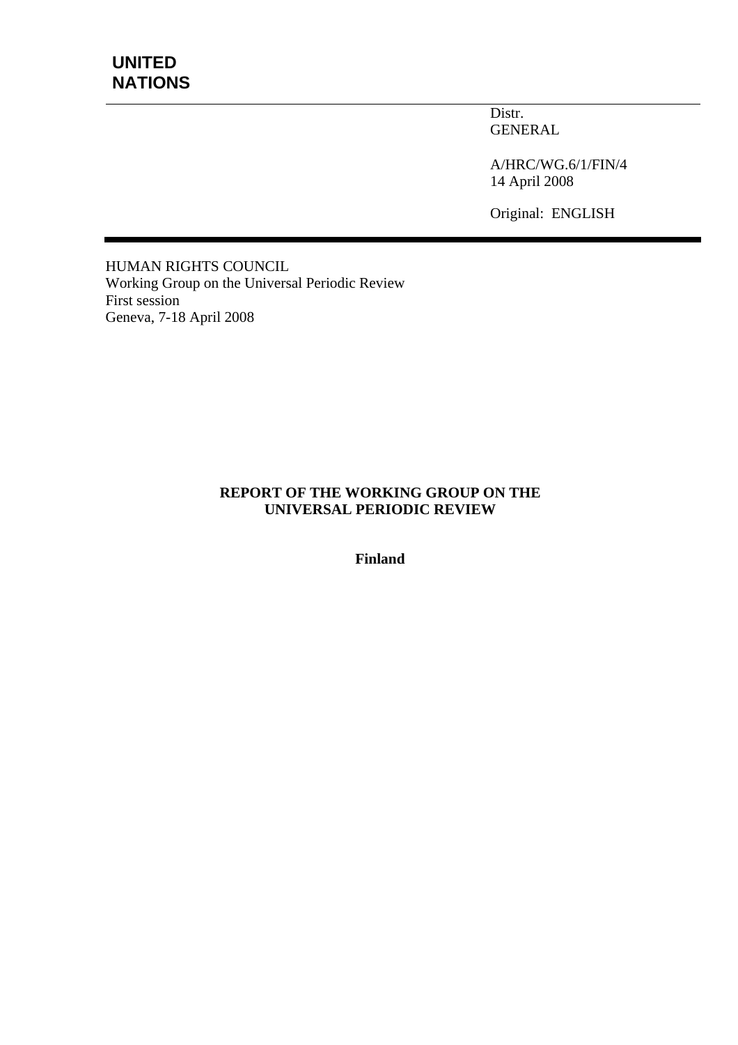**UNITED NATIONS**

Distr.
GENERAL

A/HRC/WG.6/1/FIN/4
14 April 2008

Original: ENGLISH

HUMAN RIGHTS COUNCIL
Working Group on the Universal Periodic Review
First session
Geneva, 7-18 April 2008

**REPORT OF THE WORKING GROUP ON THE UNIVERSAL PERIODIC REVIEW**

**Finland**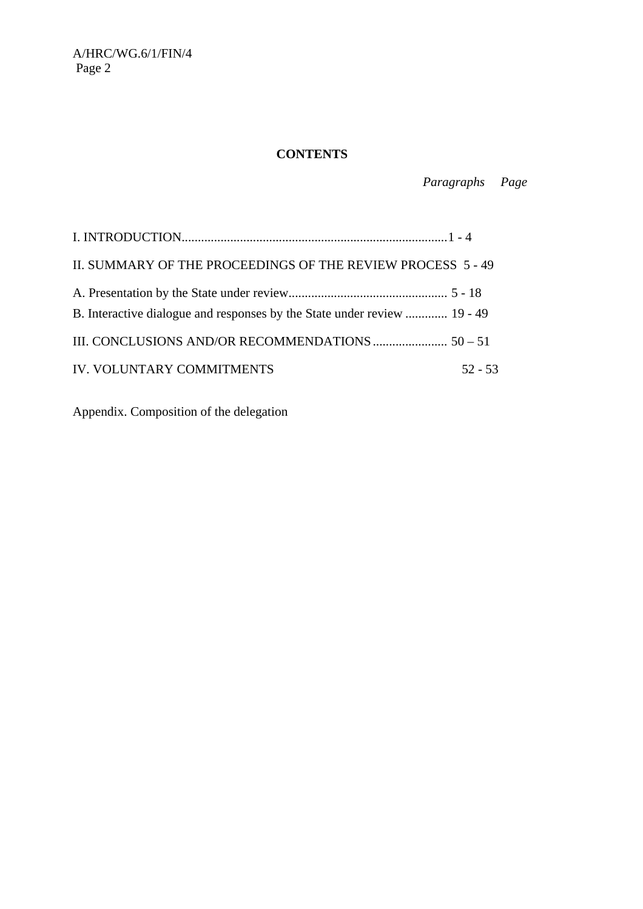**CONTENTS**

| | *Paragraphs* | *Page* |
| --- | --- | --- |
| I. INTRODUCTION | 1 - 4 | |
| II. SUMMARY OF THE PROCEEDINGS OF THE REVIEW PROCESS | 5 - 49 | |
| A. Presentation by the State under review | 5 - 18 | |
| B. Interactive dialogue and responses by the State under review | 19 - 49 | |
| III. CONCLUSIONS AND/OR RECOMMENDATIONS | 50 – 51 | |
| IV. VOLUNTARY COMMITMENTS | 52 - 53 | |

Appendix. Composition of the delegation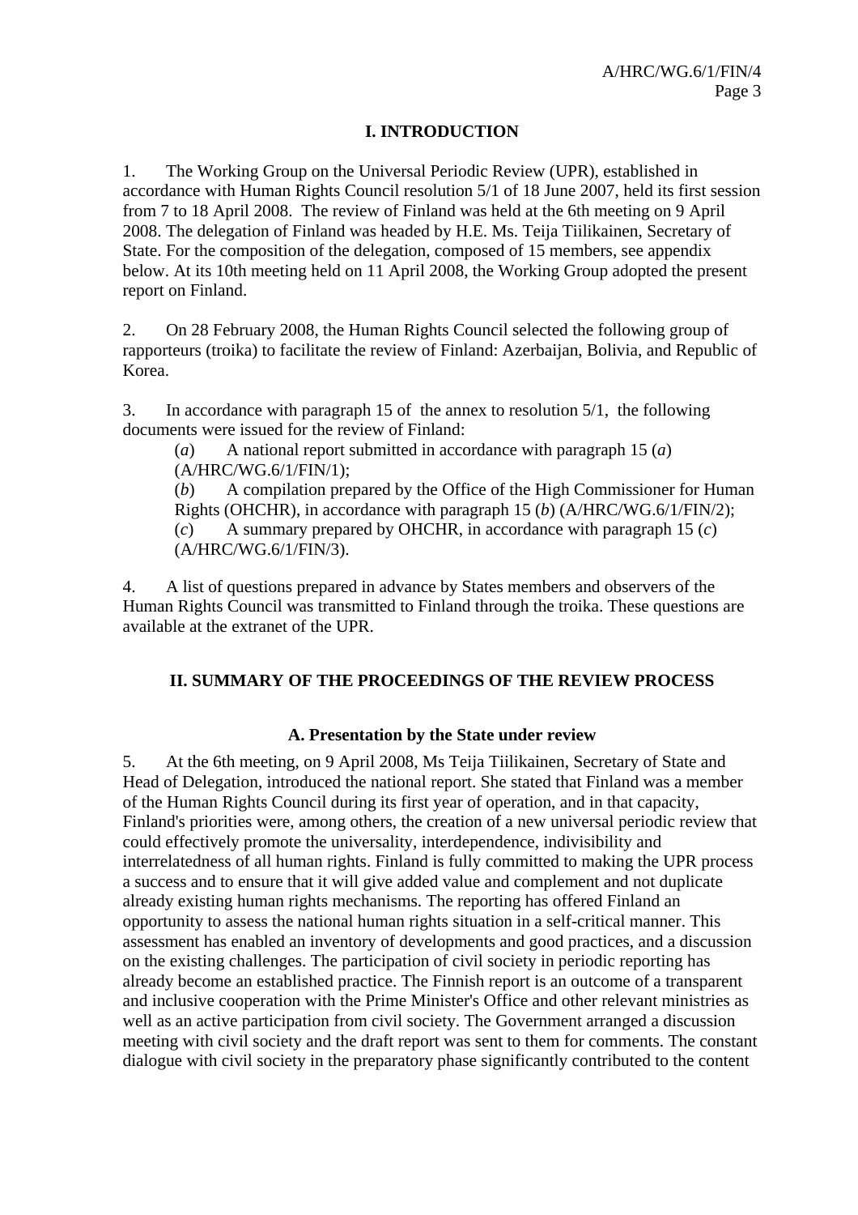# I. INTRODUCTION

1. The Working Group on the Universal Periodic Review (UPR), established in accordance with Human Rights Council resolution 5/1 of 18 June 2007, held its first session from 7 to 18 April 2008. The review of Finland was held at the 6th meeting on 9 April 2008. The delegation of Finland was headed by H.E. Ms. Teija Tiilikainen, Secretary of State. For the composition of the delegation, composed of 15 members, see appendix below. At its 10th meeting held on 11 April 2008, the Working Group adopted the present report on Finland.

2. On 28 February 2008, the Human Rights Council selected the following group of rapporteurs (troika) to facilitate the review of Finland: Azerbaijan, Bolivia, and Republic of Korea.

3. In accordance with paragraph 15 of the annex to resolution 5/1, the following documents were issued for the review of Finland:

(*a*) A national report submitted in accordance with paragraph 15 (*a*) (A/HRC/WG.6/1/FIN/1);

(*b*) A compilation prepared by the Office of the High Commissioner for Human Rights (OHCHR), in accordance with paragraph 15 (*b*) (A/HRC/WG.6/1/FIN/2);

(*c*) A summary prepared by OHCHR, in accordance with paragraph 15 (*c*) (A/HRC/WG.6/1/FIN/3).

4. A list of questions prepared in advance by States members and observers of the Human Rights Council was transmitted to Finland through the troika. These questions are available at the extranet of the UPR.

# II. SUMMARY OF THE PROCEEDINGS OF THE REVIEW PROCESS

## A. Presentation by the State under review

5. At the 6th meeting, on 9 April 2008, Ms Teija Tiilikainen, Secretary of State and Head of Delegation, introduced the national report. She stated that Finland was a member of the Human Rights Council during its first year of operation, and in that capacity, Finland's priorities were, among others, the creation of a new universal periodic review that could effectively promote the universality, interdependence, indivisibility and interrelatedness of all human rights. Finland is fully committed to making the UPR process a success and to ensure that it will give added value and complement and not duplicate already existing human rights mechanisms. The reporting has offered Finland an opportunity to assess the national human rights situation in a self-critical manner. This assessment has enabled an inventory of developments and good practices, and a discussion on the existing challenges. The participation of civil society in periodic reporting has already become an established practice. The Finnish report is an outcome of a transparent and inclusive cooperation with the Prime Minister's Office and other relevant ministries as well as an active participation from civil society. The Government arranged a discussion meeting with civil society and the draft report was sent to them for comments. The constant dialogue with civil society in the preparatory phase significantly contributed to the content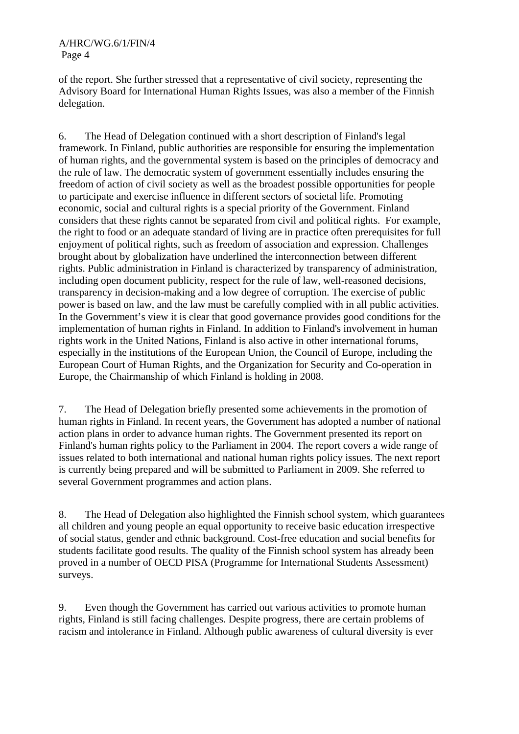of the report. She further stressed that a representative of civil society, representing the Advisory Board for International Human Rights Issues, was also a member of the Finnish delegation.

6. The Head of Delegation continued with a short description of Finland's legal framework. In Finland, public authorities are responsible for ensuring the implementation of human rights, and the governmental system is based on the principles of democracy and the rule of law. The democratic system of government essentially includes ensuring the freedom of action of civil society as well as the broadest possible opportunities for people to participate and exercise influence in different sectors of societal life. Promoting economic, social and cultural rights is a special priority of the Government. Finland considers that these rights cannot be separated from civil and political rights. For example, the right to food or an adequate standard of living are in practice often prerequisites for full enjoyment of political rights, such as freedom of association and expression. Challenges brought about by globalization have underlined the interconnection between different rights. Public administration in Finland is characterized by transparency of administration, including open document publicity, respect for the rule of law, well-reasoned decisions, transparency in decision-making and a low degree of corruption. The exercise of public power is based on law, and the law must be carefully complied with in all public activities. In the Government's view it is clear that good governance provides good conditions for the implementation of human rights in Finland. In addition to Finland's involvement in human rights work in the United Nations, Finland is also active in other international forums, especially in the institutions of the European Union, the Council of Europe, including the European Court of Human Rights, and the Organization for Security and Co-operation in Europe, the Chairmanship of which Finland is holding in 2008.

7. The Head of Delegation briefly presented some achievements in the promotion of human rights in Finland. In recent years, the Government has adopted a number of national action plans in order to advance human rights. The Government presented its report on Finland's human rights policy to the Parliament in 2004. The report covers a wide range of issues related to both international and national human rights policy issues. The next report is currently being prepared and will be submitted to Parliament in 2009. She referred to several Government programmes and action plans.

8. The Head of Delegation also highlighted the Finnish school system, which guarantees all children and young people an equal opportunity to receive basic education irrespective of social status, gender and ethnic background. Cost-free education and social benefits for students facilitate good results. The quality of the Finnish school system has already been proved in a number of OECD PISA (Programme for International Students Assessment) surveys.

9. Even though the Government has carried out various activities to promote human rights, Finland is still facing challenges. Despite progress, there are certain problems of racism and intolerance in Finland. Although public awareness of cultural diversity is ever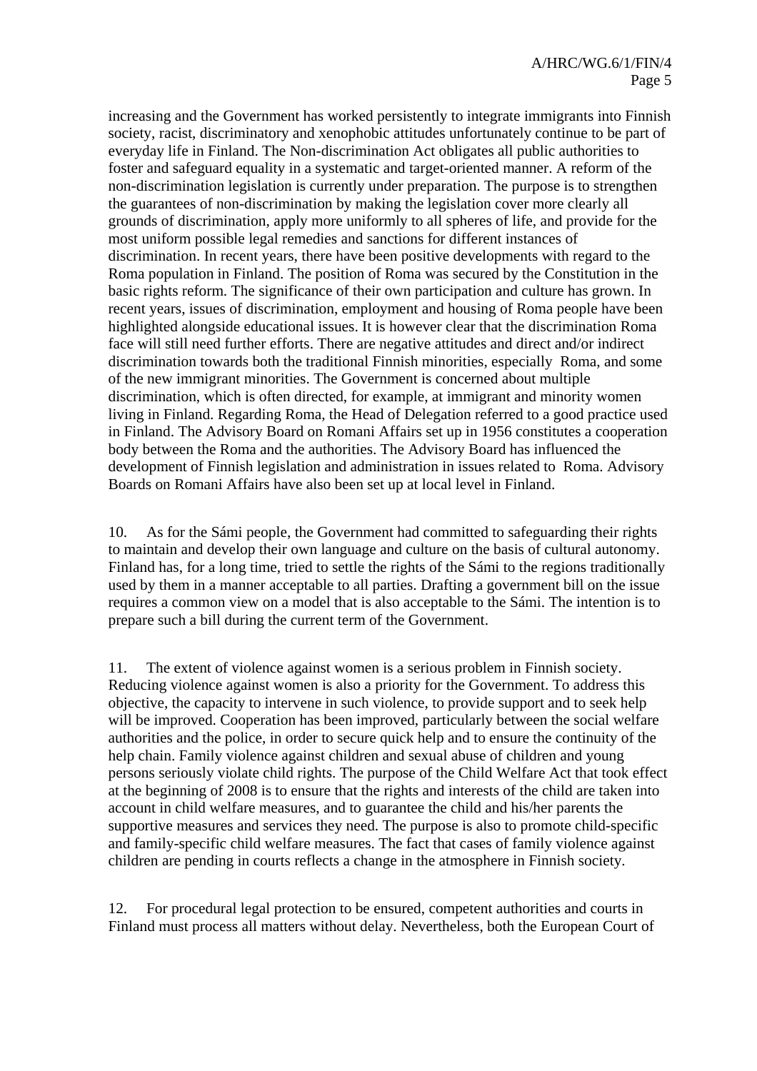increasing and the Government has worked persistently to integrate immigrants into Finnish society, racist, discriminatory and xenophobic attitudes unfortunately continue to be part of everyday life in Finland. The Non-discrimination Act obligates all public authorities to foster and safeguard equality in a systematic and target-oriented manner. A reform of the non-discrimination legislation is currently under preparation. The purpose is to strengthen the guarantees of non-discrimination by making the legislation cover more clearly all grounds of discrimination, apply more uniformly to all spheres of life, and provide for the most uniform possible legal remedies and sanctions for different instances of discrimination. In recent years, there have been positive developments with regard to the Roma population in Finland. The position of Roma was secured by the Constitution in the basic rights reform. The significance of their own participation and culture has grown. In recent years, issues of discrimination, employment and housing of Roma people have been highlighted alongside educational issues. It is however clear that the discrimination Roma face will still need further efforts. There are negative attitudes and direct and/or indirect discrimination towards both the traditional Finnish minorities, especially Roma, and some of the new immigrant minorities. The Government is concerned about multiple discrimination, which is often directed, for example, at immigrant and minority women living in Finland. Regarding Roma, the Head of Delegation referred to a good practice used in Finland. The Advisory Board on Romani Affairs set up in 1956 constitutes a cooperation body between the Roma and the authorities. The Advisory Board has influenced the development of Finnish legislation and administration in issues related to Roma. Advisory Boards on Romani Affairs have also been set up at local level in Finland.

10. As for the Sámi people, the Government had committed to safeguarding their rights to maintain and develop their own language and culture on the basis of cultural autonomy. Finland has, for a long time, tried to settle the rights of the Sámi to the regions traditionally used by them in a manner acceptable to all parties. Drafting a government bill on the issue requires a common view on a model that is also acceptable to the Sámi. The intention is to prepare such a bill during the current term of the Government.

11. The extent of violence against women is a serious problem in Finnish society. Reducing violence against women is also a priority for the Government. To address this objective, the capacity to intervene in such violence, to provide support and to seek help will be improved. Cooperation has been improved, particularly between the social welfare authorities and the police, in order to secure quick help and to ensure the continuity of the help chain. Family violence against children and sexual abuse of children and young persons seriously violate child rights. The purpose of the Child Welfare Act that took effect at the beginning of 2008 is to ensure that the rights and interests of the child are taken into account in child welfare measures, and to guarantee the child and his/her parents the supportive measures and services they need. The purpose is also to promote child-specific and family-specific child welfare measures. The fact that cases of family violence against children are pending in courts reflects a change in the atmosphere in Finnish society.

12. For procedural legal protection to be ensured, competent authorities and courts in Finland must process all matters without delay. Nevertheless, both the European Court of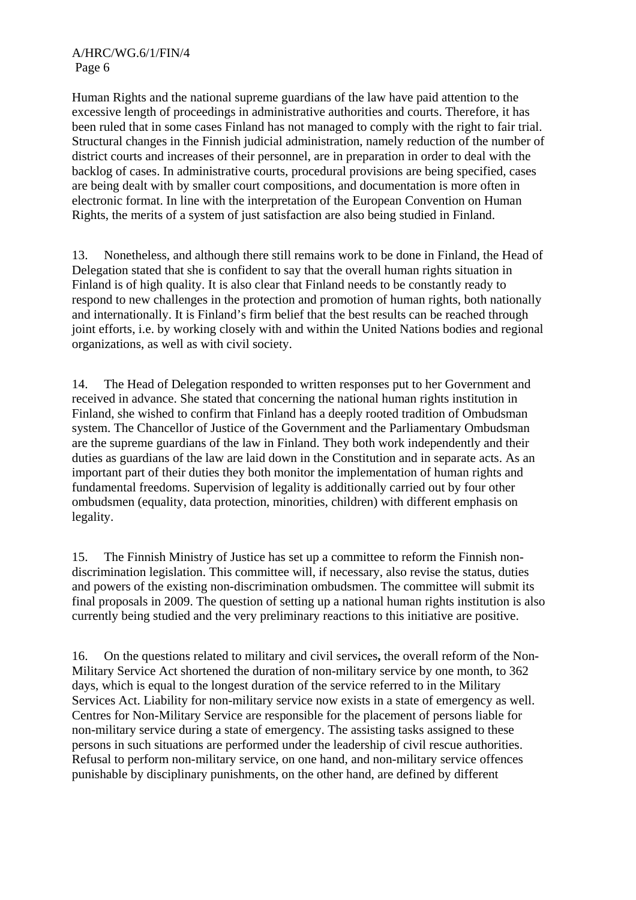Human Rights and the national supreme guardians of the law have paid attention to the excessive length of proceedings in administrative authorities and courts. Therefore, it has been ruled that in some cases Finland has not managed to comply with the right to fair trial. Structural changes in the Finnish judicial administration, namely reduction of the number of district courts and increases of their personnel, are in preparation in order to deal with the backlog of cases. In administrative courts, procedural provisions are being specified, cases are being dealt with by smaller court compositions, and documentation is more often in electronic format. In line with the interpretation of the European Convention on Human Rights, the merits of a system of just satisfaction are also being studied in Finland.

13. Nonetheless, and although there still remains work to be done in Finland, the Head of Delegation stated that she is confident to say that the overall human rights situation in Finland is of high quality. It is also clear that Finland needs to be constantly ready to respond to new challenges in the protection and promotion of human rights, both nationally and internationally. It is Finland's firm belief that the best results can be reached through joint efforts, i.e. by working closely with and within the United Nations bodies and regional organizations, as well as with civil society.

14. The Head of Delegation responded to written responses put to her Government and received in advance. She stated that concerning the national human rights institution in Finland, she wished to confirm that Finland has a deeply rooted tradition of Ombudsman system. The Chancellor of Justice of the Government and the Parliamentary Ombudsman are the supreme guardians of the law in Finland. They both work independently and their duties as guardians of the law are laid down in the Constitution and in separate acts. As an important part of their duties they both monitor the implementation of human rights and fundamental freedoms. Supervision of legality is additionally carried out by four other ombudsmen (equality, data protection, minorities, children) with different emphasis on legality.

15. The Finnish Ministry of Justice has set up a committee to reform the Finnish non-discrimination legislation. This committee will, if necessary, also revise the status, duties and powers of the existing non-discrimination ombudsmen. The committee will submit its final proposals in 2009. The question of setting up a national human rights institution is also currently being studied and the very preliminary reactions to this initiative are positive.

16. On the questions related to military and civil services**,** the overall reform of the Non-Military Service Act shortened the duration of non-military service by one month, to 362 days, which is equal to the longest duration of the service referred to in the Military Services Act. Liability for non-military service now exists in a state of emergency as well. Centres for Non-Military Service are responsible for the placement of persons liable for non-military service during a state of emergency. The assisting tasks assigned to these persons in such situations are performed under the leadership of civil rescue authorities. Refusal to perform non-military service, on one hand, and non-military service offences punishable by disciplinary punishments, on the other hand, are defined by different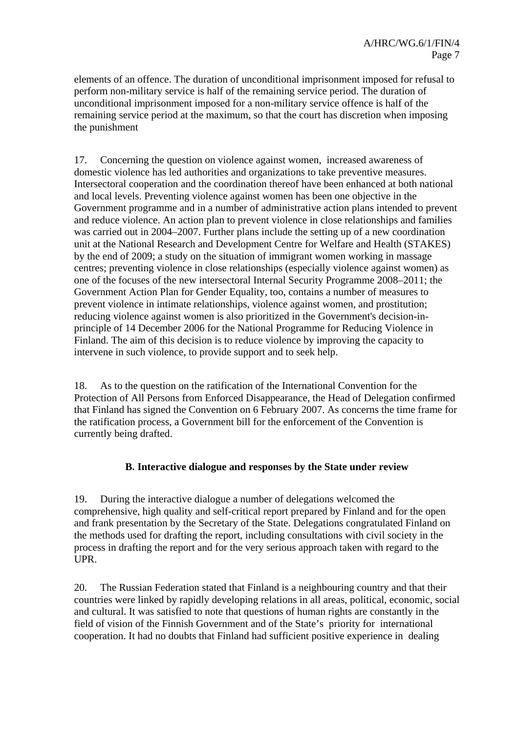elements of an offence. The duration of unconditional imprisonment imposed for refusal to perform non-military service is half of the remaining service period. The duration of unconditional imprisonment imposed for a non-military service offence is half of the remaining service period at the maximum, so that the court has discretion when imposing the punishment

17. Concerning the question on violence against women, increased awareness of domestic violence has led authorities and organizations to take preventive measures. Intersectoral cooperation and the coordination thereof have been enhanced at both national and local levels. Preventing violence against women has been one objective in the Government programme and in a number of administrative action plans intended to prevent and reduce violence. An action plan to prevent violence in close relationships and families was carried out in 2004–2007. Further plans include the setting up of a new coordination unit at the National Research and Development Centre for Welfare and Health (STAKES) by the end of 2009; a study on the situation of immigrant women working in massage centres; preventing violence in close relationships (especially violence against women) as one of the focuses of the new intersectoral Internal Security Programme 2008–2011; the Government Action Plan for Gender Equality, too, contains a number of measures to prevent violence in intimate relationships, violence against women, and prostitution; reducing violence against women is also prioritized in the Government's decision-in-principle of 14 December 2006 for the National Programme for Reducing Violence in Finland. The aim of this decision is to reduce violence by improving the capacity to intervene in such violence, to provide support and to seek help.

18. As to the question on the ratification of the International Convention for the Protection of All Persons from Enforced Disappearance, the Head of Delegation confirmed that Finland has signed the Convention on 6 February 2007. As concerns the time frame for the ratification process, a Government bill for the enforcement of the Convention is currently being drafted.

### B. Interactive dialogue and responses by the State under review

19. During the interactive dialogue a number of delegations welcomed the comprehensive, high quality and self-critical report prepared by Finland and for the open and frank presentation by the Secretary of the State. Delegations congratulated Finland on the methods used for drafting the report, including consultations with civil society in the process in drafting the report and for the very serious approach taken with regard to the UPR.

20. The Russian Federation stated that Finland is a neighbouring country and that their countries were linked by rapidly developing relations in all areas, political, economic, social and cultural. It was satisfied to note that questions of human rights are constantly in the field of vision of the Finnish Government and of the State's priority for international cooperation. It had no doubts that Finland had sufficient positive experience in dealing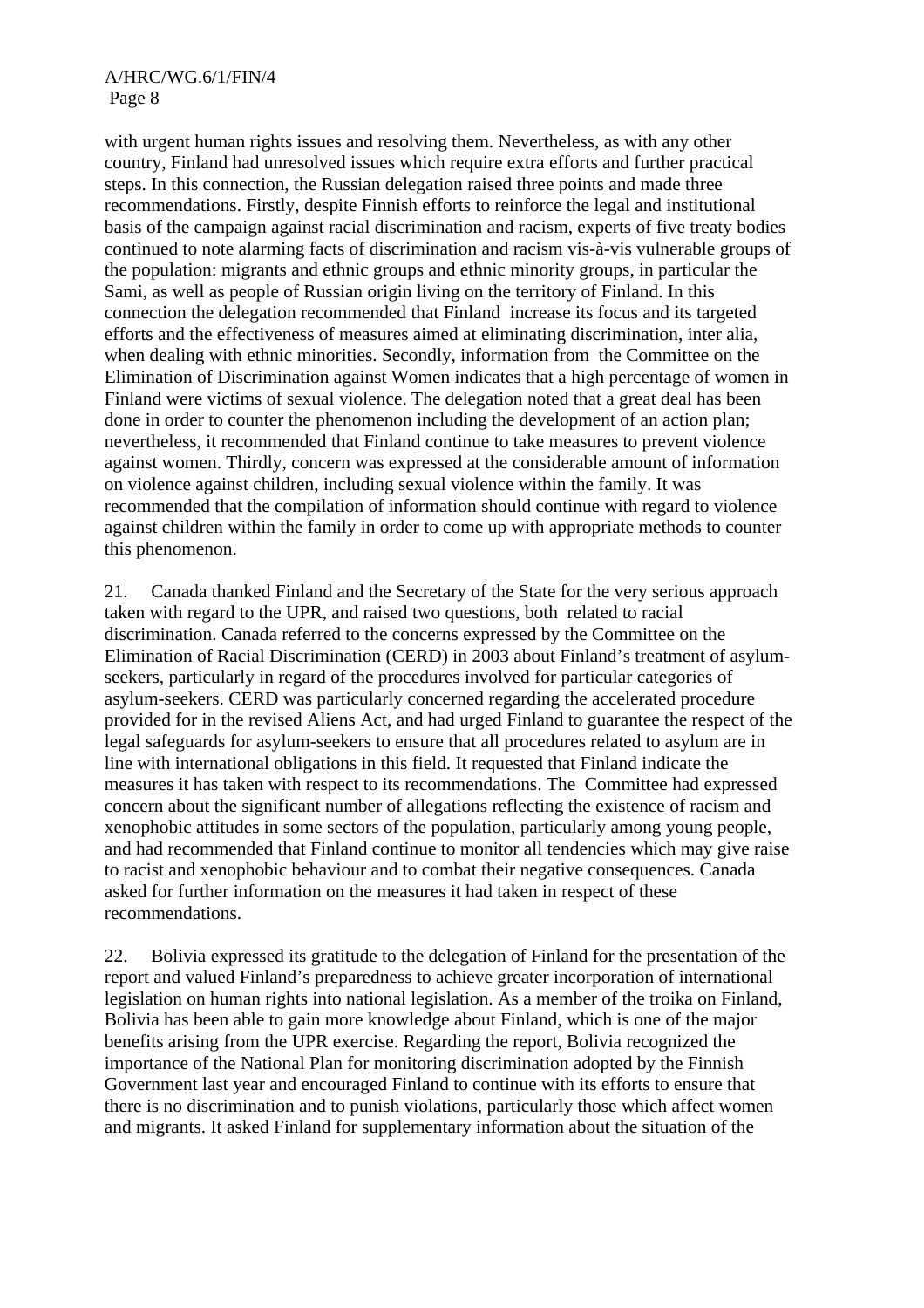with urgent human rights issues and resolving them. Nevertheless, as with any other country, Finland had unresolved issues which require extra efforts and further practical steps. In this connection, the Russian delegation raised three points and made three recommendations. Firstly, despite Finnish efforts to reinforce the legal and institutional basis of the campaign against racial discrimination and racism, experts of five treaty bodies continued to note alarming facts of discrimination and racism vis-à-vis vulnerable groups of the population: migrants and ethnic groups and ethnic minority groups, in particular the Sami, as well as people of Russian origin living on the territory of Finland. In this connection the delegation recommended that Finland increase its focus and its targeted efforts and the effectiveness of measures aimed at eliminating discrimination, inter alia, when dealing with ethnic minorities. Secondly, information from the Committee on the Elimination of Discrimination against Women indicates that a high percentage of women in Finland were victims of sexual violence. The delegation noted that a great deal has been done in order to counter the phenomenon including the development of an action plan; nevertheless, it recommended that Finland continue to take measures to prevent violence against women. Thirdly, concern was expressed at the considerable amount of information on violence against children, including sexual violence within the family. It was recommended that the compilation of information should continue with regard to violence against children within the family in order to come up with appropriate methods to counter this phenomenon.

21. Canada thanked Finland and the Secretary of the State for the very serious approach taken with regard to the UPR, and raised two questions, both related to racial discrimination. Canada referred to the concerns expressed by the Committee on the Elimination of Racial Discrimination (CERD) in 2003 about Finland's treatment of asylum-seekers, particularly in regard of the procedures involved for particular categories of asylum-seekers. CERD was particularly concerned regarding the accelerated procedure provided for in the revised Aliens Act, and had urged Finland to guarantee the respect of the legal safeguards for asylum-seekers to ensure that all procedures related to asylum are in line with international obligations in this field. It requested that Finland indicate the measures it has taken with respect to its recommendations. The Committee had expressed concern about the significant number of allegations reflecting the existence of racism and xenophobic attitudes in some sectors of the population, particularly among young people, and had recommended that Finland continue to monitor all tendencies which may give raise to racist and xenophobic behaviour and to combat their negative consequences. Canada asked for further information on the measures it had taken in respect of these recommendations.

22. Bolivia expressed its gratitude to the delegation of Finland for the presentation of the report and valued Finland's preparedness to achieve greater incorporation of international legislation on human rights into national legislation. As a member of the troika on Finland, Bolivia has been able to gain more knowledge about Finland, which is one of the major benefits arising from the UPR exercise. Regarding the report, Bolivia recognized the importance of the National Plan for monitoring discrimination adopted by the Finnish Government last year and encouraged Finland to continue with its efforts to ensure that there is no discrimination and to punish violations, particularly those which affect women and migrants. It asked Finland for supplementary information about the situation of the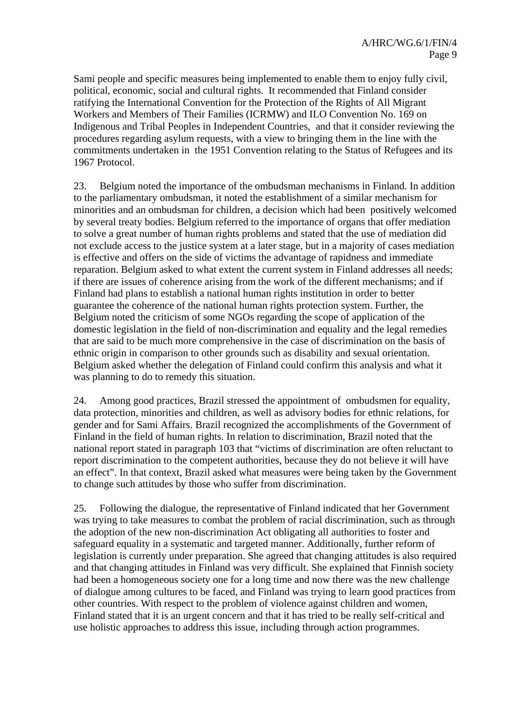Sami people and specific measures being implemented to enable them to enjoy fully civil, political, economic, social and cultural rights. It recommended that Finland consider ratifying the International Convention for the Protection of the Rights of All Migrant Workers and Members of Their Families (ICRMW) and ILO Convention No. 169 on Indigenous and Tribal Peoples in Independent Countries, and that it consider reviewing the procedures regarding asylum requests, with a view to bringing them in the line with the commitments undertaken in the 1951 Convention relating to the Status of Refugees and its 1967 Protocol.

23. Belgium noted the importance of the ombudsman mechanisms in Finland. In addition to the parliamentary ombudsman, it noted the establishment of a similar mechanism for minorities and an ombudsman for children, a decision which had been positively welcomed by several treaty bodies. Belgium referred to the importance of organs that offer mediation to solve a great number of human rights problems and stated that the use of mediation did not exclude access to the justice system at a later stage, but in a majority of cases mediation is effective and offers on the side of victims the advantage of rapidness and immediate reparation. Belgium asked to what extent the current system in Finland addresses all needs; if there are issues of coherence arising from the work of the different mechanisms; and if Finland had plans to establish a national human rights institution in order to better guarantee the coherence of the national human rights protection system. Further, the Belgium noted the criticism of some NGOs regarding the scope of application of the domestic legislation in the field of non-discrimination and equality and the legal remedies that are said to be much more comprehensive in the case of discrimination on the basis of ethnic origin in comparison to other grounds such as disability and sexual orientation. Belgium asked whether the delegation of Finland could confirm this analysis and what it was planning to do to remedy this situation.

24. Among good practices, Brazil stressed the appointment of ombudsmen for equality, data protection, minorities and children, as well as advisory bodies for ethnic relations, for gender and for Sami Affairs. Brazil recognized the accomplishments of the Government of Finland in the field of human rights. In relation to discrimination, Brazil noted that the national report stated in paragraph 103 that "victims of discrimination are often reluctant to report discrimination to the competent authorities, because they do not believe it will have an effect". In that context, Brazil asked what measures were being taken by the Government to change such attitudes by those who suffer from discrimination.

25. Following the dialogue, the representative of Finland indicated that her Government was trying to take measures to combat the problem of racial discrimination, such as through the adoption of the new non-discrimination Act obligating all authorities to foster and safeguard equality in a systematic and targeted manner. Additionally, further reform of legislation is currently under preparation. She agreed that changing attitudes is also required and that changing attitudes in Finland was very difficult. She explained that Finnish society had been a homogeneous society one for a long time and now there was the new challenge of dialogue among cultures to be faced, and Finland was trying to learn good practices from other countries. With respect to the problem of violence against children and women, Finland stated that it is an urgent concern and that it has tried to be really self-critical and use holistic approaches to address this issue, including through action programmes.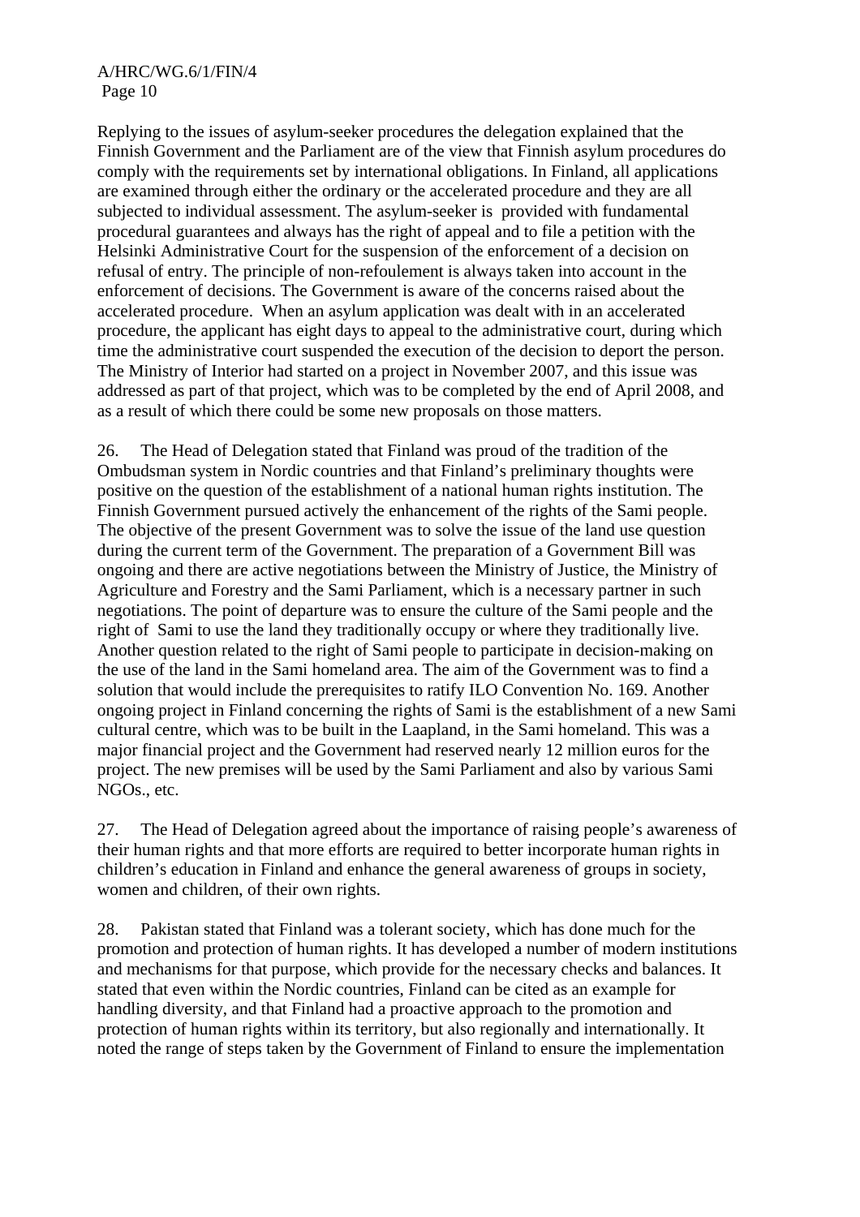Replying to the issues of asylum-seeker procedures the delegation explained that the Finnish Government and the Parliament are of the view that Finnish asylum procedures do comply with the requirements set by international obligations. In Finland, all applications are examined through either the ordinary or the accelerated procedure and they are all subjected to individual assessment. The asylum-seeker is provided with fundamental procedural guarantees and always has the right of appeal and to file a petition with the Helsinki Administrative Court for the suspension of the enforcement of a decision on refusal of entry. The principle of non-refoulement is always taken into account in the enforcement of decisions. The Government is aware of the concerns raised about the accelerated procedure. When an asylum application was dealt with in an accelerated procedure, the applicant has eight days to appeal to the administrative court, during which time the administrative court suspended the execution of the decision to deport the person. The Ministry of Interior had started on a project in November 2007, and this issue was addressed as part of that project, which was to be completed by the end of April 2008, and as a result of which there could be some new proposals on those matters.

26. The Head of Delegation stated that Finland was proud of the tradition of the Ombudsman system in Nordic countries and that Finland's preliminary thoughts were positive on the question of the establishment of a national human rights institution. The Finnish Government pursued actively the enhancement of the rights of the Sami people. The objective of the present Government was to solve the issue of the land use question during the current term of the Government. The preparation of a Government Bill was ongoing and there are active negotiations between the Ministry of Justice, the Ministry of Agriculture and Forestry and the Sami Parliament, which is a necessary partner in such negotiations. The point of departure was to ensure the culture of the Sami people and the right of Sami to use the land they traditionally occupy or where they traditionally live. Another question related to the right of Sami people to participate in decision-making on the use of the land in the Sami homeland area. The aim of the Government was to find a solution that would include the prerequisites to ratify ILO Convention No. 169. Another ongoing project in Finland concerning the rights of Sami is the establishment of a new Sami cultural centre, which was to be built in the Laapland, in the Sami homeland. This was a major financial project and the Government had reserved nearly 12 million euros for the project. The new premises will be used by the Sami Parliament and also by various Sami NGOs., etc.

27. The Head of Delegation agreed about the importance of raising people's awareness of their human rights and that more efforts are required to better incorporate human rights in children's education in Finland and enhance the general awareness of groups in society, women and children, of their own rights.

28. Pakistan stated that Finland was a tolerant society, which has done much for the promotion and protection of human rights. It has developed a number of modern institutions and mechanisms for that purpose, which provide for the necessary checks and balances. It stated that even within the Nordic countries, Finland can be cited as an example for handling diversity, and that Finland had a proactive approach to the promotion and protection of human rights within its territory, but also regionally and internationally. It noted the range of steps taken by the Government of Finland to ensure the implementation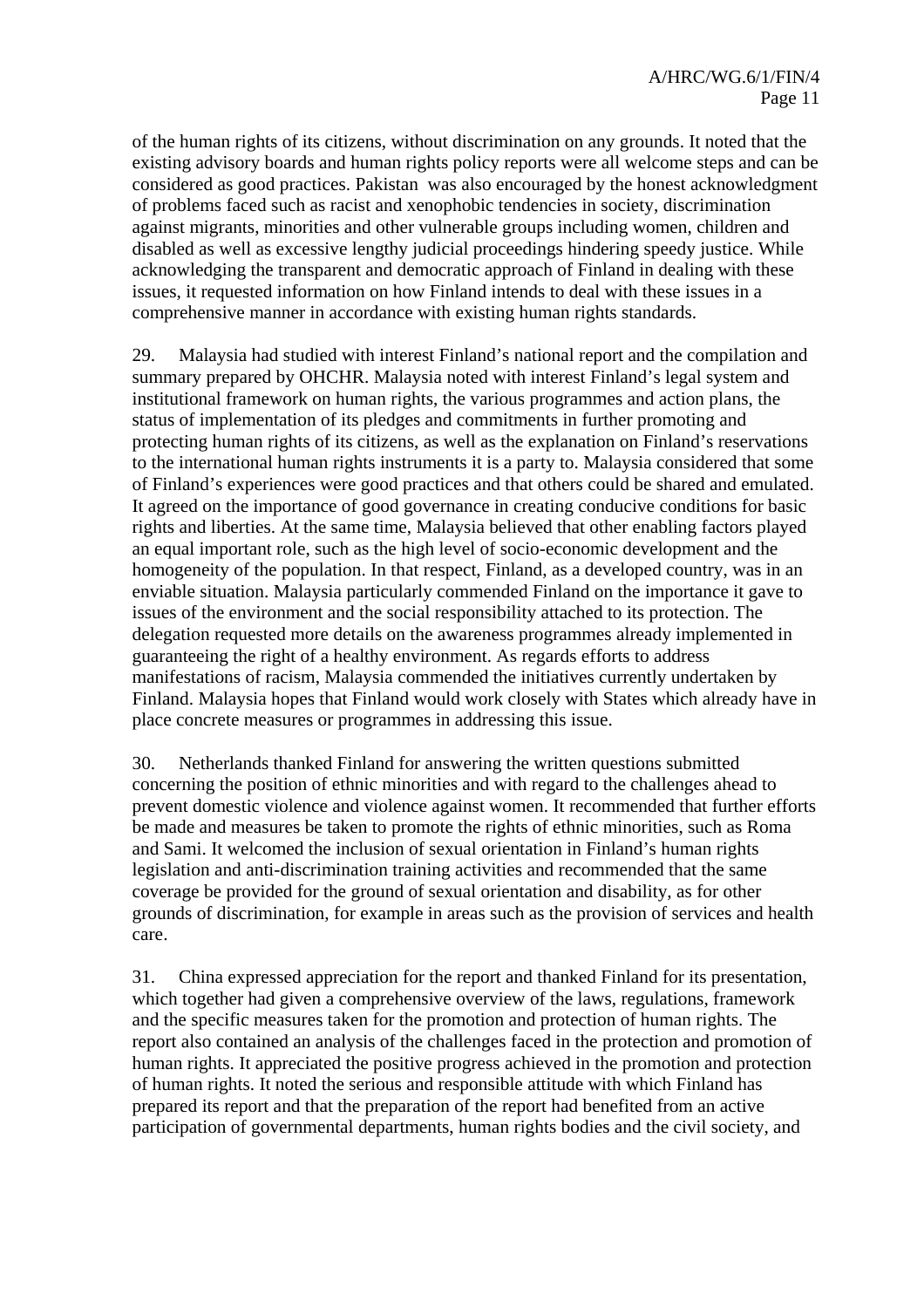of the human rights of its citizens, without discrimination on any grounds. It noted that the existing advisory boards and human rights policy reports were all welcome steps and can be considered as good practices. Pakistan was also encouraged by the honest acknowledgment of problems faced such as racist and xenophobic tendencies in society, discrimination against migrants, minorities and other vulnerable groups including women, children and disabled as well as excessive lengthy judicial proceedings hindering speedy justice. While acknowledging the transparent and democratic approach of Finland in dealing with these issues, it requested information on how Finland intends to deal with these issues in a comprehensive manner in accordance with existing human rights standards.

29. Malaysia had studied with interest Finland's national report and the compilation and summary prepared by OHCHR. Malaysia noted with interest Finland's legal system and institutional framework on human rights, the various programmes and action plans, the status of implementation of its pledges and commitments in further promoting and protecting human rights of its citizens, as well as the explanation on Finland's reservations to the international human rights instruments it is a party to. Malaysia considered that some of Finland's experiences were good practices and that others could be shared and emulated. It agreed on the importance of good governance in creating conducive conditions for basic rights and liberties. At the same time, Malaysia believed that other enabling factors played an equal important role, such as the high level of socio-economic development and the homogeneity of the population. In that respect, Finland, as a developed country, was in an enviable situation. Malaysia particularly commended Finland on the importance it gave to issues of the environment and the social responsibility attached to its protection. The delegation requested more details on the awareness programmes already implemented in guaranteeing the right of a healthy environment. As regards efforts to address manifestations of racism, Malaysia commended the initiatives currently undertaken by Finland. Malaysia hopes that Finland would work closely with States which already have in place concrete measures or programmes in addressing this issue.

30. Netherlands thanked Finland for answering the written questions submitted concerning the position of ethnic minorities and with regard to the challenges ahead to prevent domestic violence and violence against women. It recommended that further efforts be made and measures be taken to promote the rights of ethnic minorities, such as Roma and Sami. It welcomed the inclusion of sexual orientation in Finland's human rights legislation and anti-discrimination training activities and recommended that the same coverage be provided for the ground of sexual orientation and disability, as for other grounds of discrimination, for example in areas such as the provision of services and health care.

31. China expressed appreciation for the report and thanked Finland for its presentation, which together had given a comprehensive overview of the laws, regulations, framework and the specific measures taken for the promotion and protection of human rights. The report also contained an analysis of the challenges faced in the protection and promotion of human rights. It appreciated the positive progress achieved in the promotion and protection of human rights. It noted the serious and responsible attitude with which Finland has prepared its report and that the preparation of the report had benefited from an active participation of governmental departments, human rights bodies and the civil society, and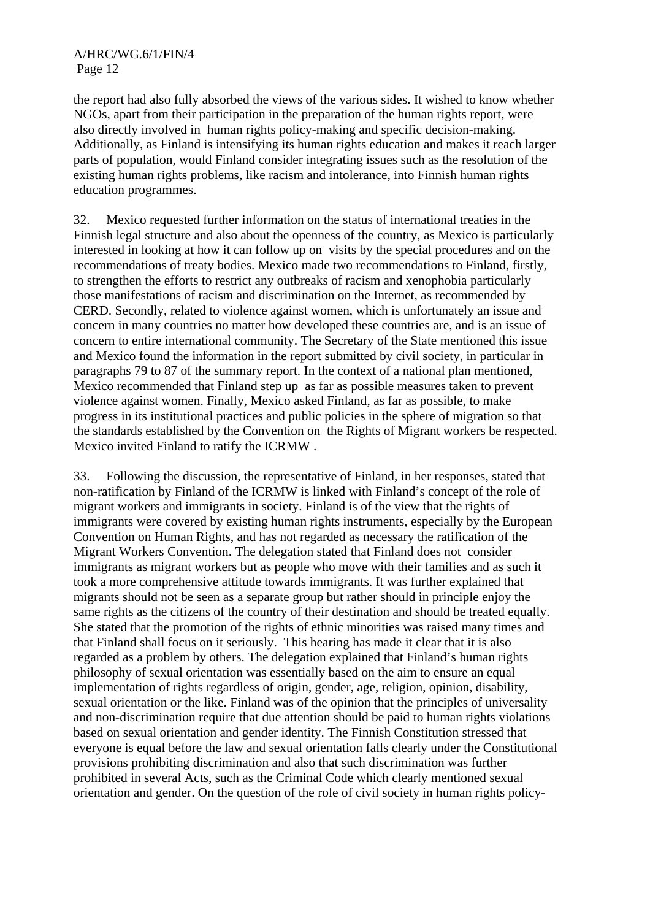the report had also fully absorbed the views of the various sides. It wished to know whether NGOs, apart from their participation in the preparation of the human rights report, were also directly involved in human rights policy-making and specific decision-making. Additionally, as Finland is intensifying its human rights education and makes it reach larger parts of population, would Finland consider integrating issues such as the resolution of the existing human rights problems, like racism and intolerance, into Finnish human rights education programmes.

32. Mexico requested further information on the status of international treaties in the Finnish legal structure and also about the openness of the country, as Mexico is particularly interested in looking at how it can follow up on visits by the special procedures and on the recommendations of treaty bodies. Mexico made two recommendations to Finland, firstly, to strengthen the efforts to restrict any outbreaks of racism and xenophobia particularly those manifestations of racism and discrimination on the Internet, as recommended by CERD. Secondly, related to violence against women, which is unfortunately an issue and concern in many countries no matter how developed these countries are, and is an issue of concern to entire international community. The Secretary of the State mentioned this issue and Mexico found the information in the report submitted by civil society, in particular in paragraphs 79 to 87 of the summary report. In the context of a national plan mentioned, Mexico recommended that Finland step up as far as possible measures taken to prevent violence against women. Finally, Mexico asked Finland, as far as possible, to make progress in its institutional practices and public policies in the sphere of migration so that the standards established by the Convention on the Rights of Migrant workers be respected. Mexico invited Finland to ratify the ICRMW .

33. Following the discussion, the representative of Finland, in her responses, stated that non-ratification by Finland of the ICRMW is linked with Finland's concept of the role of migrant workers and immigrants in society. Finland is of the view that the rights of immigrants were covered by existing human rights instruments, especially by the European Convention on Human Rights, and has not regarded as necessary the ratification of the Migrant Workers Convention. The delegation stated that Finland does not consider immigrants as migrant workers but as people who move with their families and as such it took a more comprehensive attitude towards immigrants. It was further explained that migrants should not be seen as a separate group but rather should in principle enjoy the same rights as the citizens of the country of their destination and should be treated equally. She stated that the promotion of the rights of ethnic minorities was raised many times and that Finland shall focus on it seriously. This hearing has made it clear that it is also regarded as a problem by others. The delegation explained that Finland's human rights philosophy of sexual orientation was essentially based on the aim to ensure an equal implementation of rights regardless of origin, gender, age, religion, opinion, disability, sexual orientation or the like. Finland was of the opinion that the principles of universality and non-discrimination require that due attention should be paid to human rights violations based on sexual orientation and gender identity. The Finnish Constitution stressed that everyone is equal before the law and sexual orientation falls clearly under the Constitutional provisions prohibiting discrimination and also that such discrimination was further prohibited in several Acts, such as the Criminal Code which clearly mentioned sexual orientation and gender. On the question of the role of civil society in human rights policy-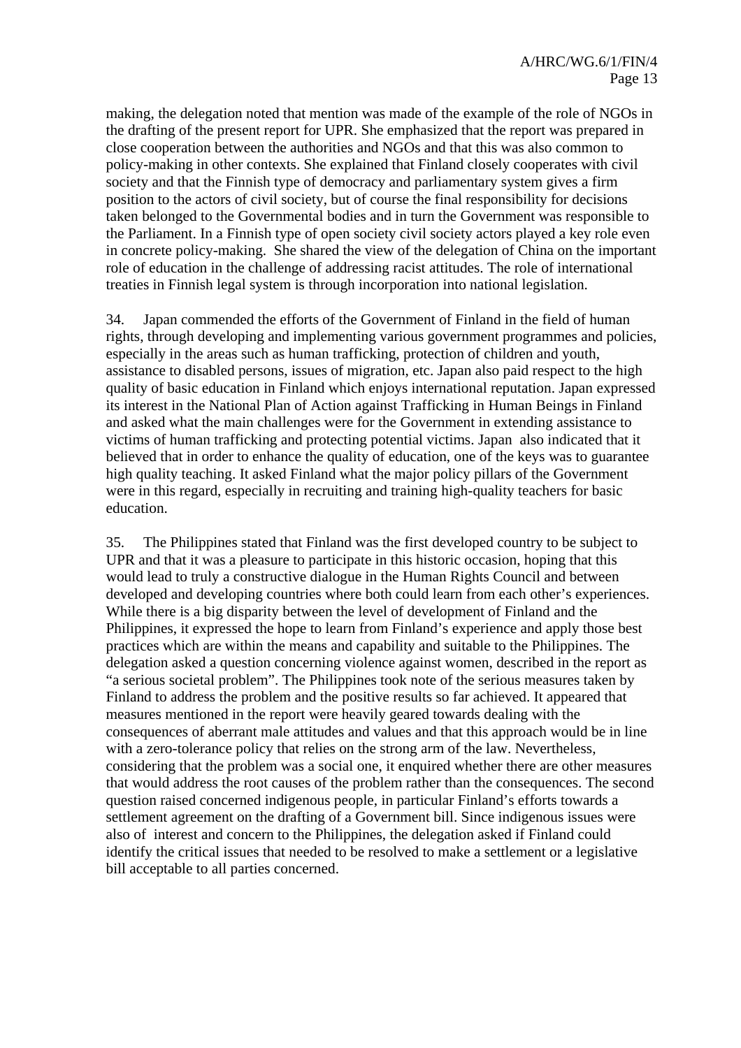making, the delegation noted that mention was made of the example of the role of NGOs in the drafting of the present report for UPR. She emphasized that the report was prepared in close cooperation between the authorities and NGOs and that this was also common to policy-making in other contexts. She explained that Finland closely cooperates with civil society and that the Finnish type of democracy and parliamentary system gives a firm position to the actors of civil society, but of course the final responsibility for decisions taken belonged to the Governmental bodies and in turn the Government was responsible to the Parliament. In a Finnish type of open society civil society actors played a key role even in concrete policy-making. She shared the view of the delegation of China on the important role of education in the challenge of addressing racist attitudes. The role of international treaties in Finnish legal system is through incorporation into national legislation.

34. Japan commended the efforts of the Government of Finland in the field of human rights, through developing and implementing various government programmes and policies, especially in the areas such as human trafficking, protection of children and youth, assistance to disabled persons, issues of migration, etc. Japan also paid respect to the high quality of basic education in Finland which enjoys international reputation. Japan expressed its interest in the National Plan of Action against Trafficking in Human Beings in Finland and asked what the main challenges were for the Government in extending assistance to victims of human trafficking and protecting potential victims. Japan also indicated that it believed that in order to enhance the quality of education, one of the keys was to guarantee high quality teaching. It asked Finland what the major policy pillars of the Government were in this regard, especially in recruiting and training high-quality teachers for basic education.

35. The Philippines stated that Finland was the first developed country to be subject to UPR and that it was a pleasure to participate in this historic occasion, hoping that this would lead to truly a constructive dialogue in the Human Rights Council and between developed and developing countries where both could learn from each other's experiences. While there is a big disparity between the level of development of Finland and the Philippines, it expressed the hope to learn from Finland's experience and apply those best practices which are within the means and capability and suitable to the Philippines. The delegation asked a question concerning violence against women, described in the report as "a serious societal problem". The Philippines took note of the serious measures taken by Finland to address the problem and the positive results so far achieved. It appeared that measures mentioned in the report were heavily geared towards dealing with the consequences of aberrant male attitudes and values and that this approach would be in line with a zero-tolerance policy that relies on the strong arm of the law. Nevertheless, considering that the problem was a social one, it enquired whether there are other measures that would address the root causes of the problem rather than the consequences. The second question raised concerned indigenous people, in particular Finland's efforts towards a settlement agreement on the drafting of a Government bill. Since indigenous issues were also of interest and concern to the Philippines, the delegation asked if Finland could identify the critical issues that needed to be resolved to make a settlement or a legislative bill acceptable to all parties concerned.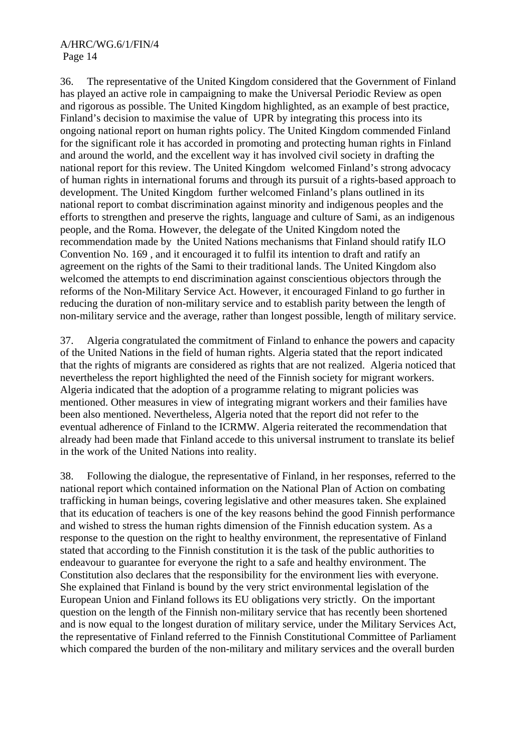36. The representative of the United Kingdom considered that the Government of Finland has played an active role in campaigning to make the Universal Periodic Review as open and rigorous as possible. The United Kingdom highlighted, as an example of best practice, Finland's decision to maximise the value of UPR by integrating this process into its ongoing national report on human rights policy. The United Kingdom commended Finland for the significant role it has accorded in promoting and protecting human rights in Finland and around the world, and the excellent way it has involved civil society in drafting the national report for this review. The United Kingdom welcomed Finland's strong advocacy of human rights in international forums and through its pursuit of a rights-based approach to development. The United Kingdom further welcomed Finland's plans outlined in its national report to combat discrimination against minority and indigenous peoples and the efforts to strengthen and preserve the rights, language and culture of Sami, as an indigenous people, and the Roma. However, the delegate of the United Kingdom noted the recommendation made by the United Nations mechanisms that Finland should ratify ILO Convention No. 169 , and it encouraged it to fulfil its intention to draft and ratify an agreement on the rights of the Sami to their traditional lands. The United Kingdom also welcomed the attempts to end discrimination against conscientious objectors through the reforms of the Non-Military Service Act. However, it encouraged Finland to go further in reducing the duration of non-military service and to establish parity between the length of non-military service and the average, rather than longest possible, length of military service.

37. Algeria congratulated the commitment of Finland to enhance the powers and capacity of the United Nations in the field of human rights. Algeria stated that the report indicated that the rights of migrants are considered as rights that are not realized. Algeria noticed that nevertheless the report highlighted the need of the Finnish society for migrant workers. Algeria indicated that the adoption of a programme relating to migrant policies was mentioned. Other measures in view of integrating migrant workers and their families have been also mentioned. Nevertheless, Algeria noted that the report did not refer to the eventual adherence of Finland to the ICRMW. Algeria reiterated the recommendation that already had been made that Finland accede to this universal instrument to translate its belief in the work of the United Nations into reality.

38. Following the dialogue, the representative of Finland, in her responses, referred to the national report which contained information on the National Plan of Action on combating trafficking in human beings, covering legislative and other measures taken. She explained that its education of teachers is one of the key reasons behind the good Finnish performance and wished to stress the human rights dimension of the Finnish education system. As a response to the question on the right to healthy environment, the representative of Finland stated that according to the Finnish constitution it is the task of the public authorities to endeavour to guarantee for everyone the right to a safe and healthy environment. The Constitution also declares that the responsibility for the environment lies with everyone. She explained that Finland is bound by the very strict environmental legislation of the European Union and Finland follows its EU obligations very strictly. On the important question on the length of the Finnish non-military service that has recently been shortened and is now equal to the longest duration of military service, under the Military Services Act, the representative of Finland referred to the Finnish Constitutional Committee of Parliament which compared the burden of the non-military and military services and the overall burden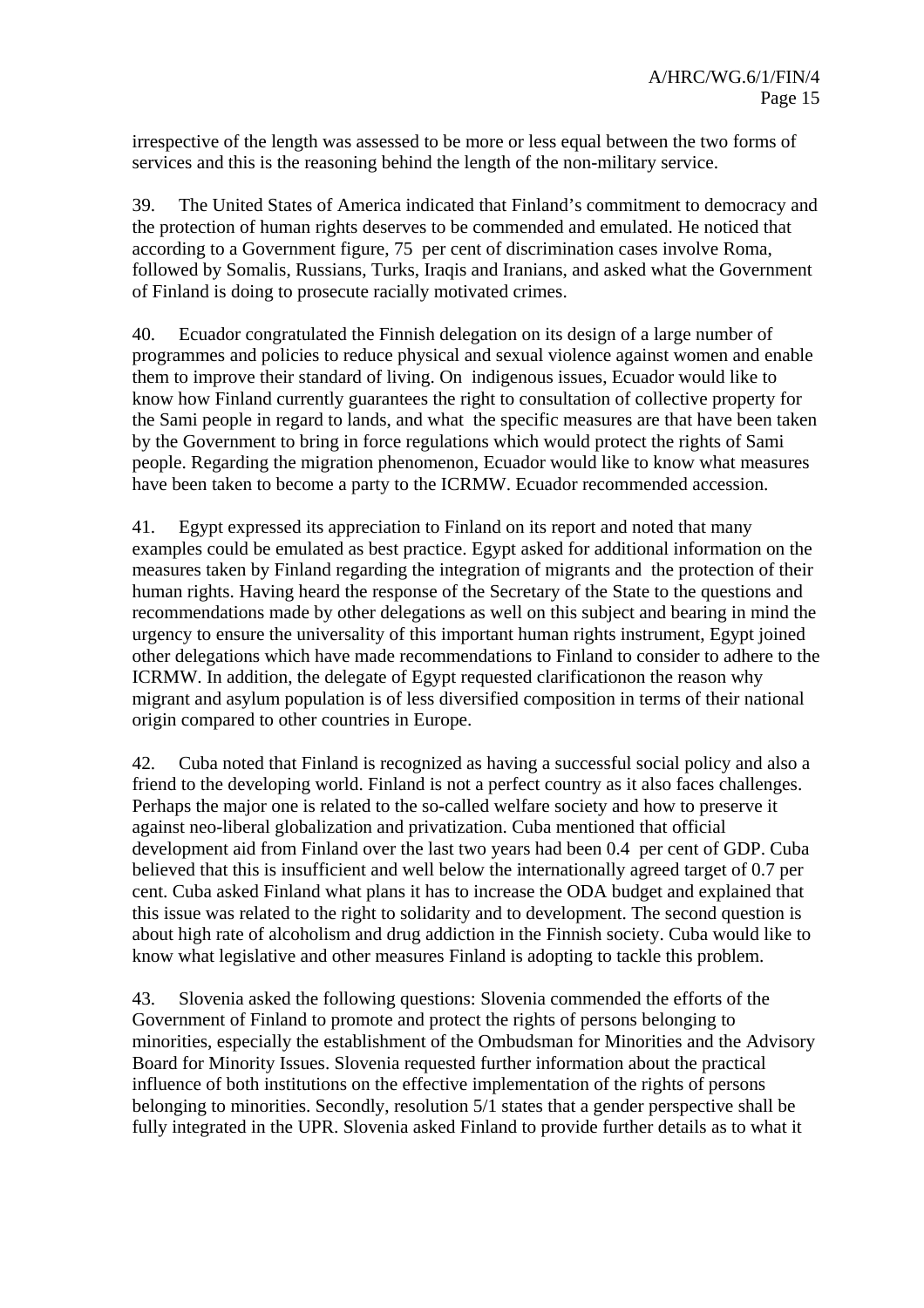irrespective of the length was assessed to be more or less equal between the two forms of services and this is the reasoning behind the length of the non-military service.

39. The United States of America indicated that Finland's commitment to democracy and the protection of human rights deserves to be commended and emulated. He noticed that according to a Government figure, 75 per cent of discrimination cases involve Roma, followed by Somalis, Russians, Turks, Iraqis and Iranians, and asked what the Government of Finland is doing to prosecute racially motivated crimes.

40. Ecuador congratulated the Finnish delegation on its design of a large number of programmes and policies to reduce physical and sexual violence against women and enable them to improve their standard of living. On indigenous issues, Ecuador would like to know how Finland currently guarantees the right to consultation of collective property for the Sami people in regard to lands, and what the specific measures are that have been taken by the Government to bring in force regulations which would protect the rights of Sami people. Regarding the migration phenomenon, Ecuador would like to know what measures have been taken to become a party to the ICRMW. Ecuador recommended accession.

41. Egypt expressed its appreciation to Finland on its report and noted that many examples could be emulated as best practice. Egypt asked for additional information on the measures taken by Finland regarding the integration of migrants and the protection of their human rights. Having heard the response of the Secretary of the State to the questions and recommendations made by other delegations as well on this subject and bearing in mind the urgency to ensure the universality of this important human rights instrument, Egypt joined other delegations which have made recommendations to Finland to consider to adhere to the ICRMW. In addition, the delegate of Egypt requested clarificationon the reason why migrant and asylum population is of less diversified composition in terms of their national origin compared to other countries in Europe.

42. Cuba noted that Finland is recognized as having a successful social policy and also a friend to the developing world. Finland is not a perfect country as it also faces challenges. Perhaps the major one is related to the so-called welfare society and how to preserve it against neo-liberal globalization and privatization. Cuba mentioned that official development aid from Finland over the last two years had been 0.4 per cent of GDP. Cuba believed that this is insufficient and well below the internationally agreed target of 0.7 per cent. Cuba asked Finland what plans it has to increase the ODA budget and explained that this issue was related to the right to solidarity and to development. The second question is about high rate of alcoholism and drug addiction in the Finnish society. Cuba would like to know what legislative and other measures Finland is adopting to tackle this problem.

43. Slovenia asked the following questions: Slovenia commended the efforts of the Government of Finland to promote and protect the rights of persons belonging to minorities, especially the establishment of the Ombudsman for Minorities and the Advisory Board for Minority Issues. Slovenia requested further information about the practical influence of both institutions on the effective implementation of the rights of persons belonging to minorities. Secondly, resolution 5/1 states that a gender perspective shall be fully integrated in the UPR. Slovenia asked Finland to provide further details as to what it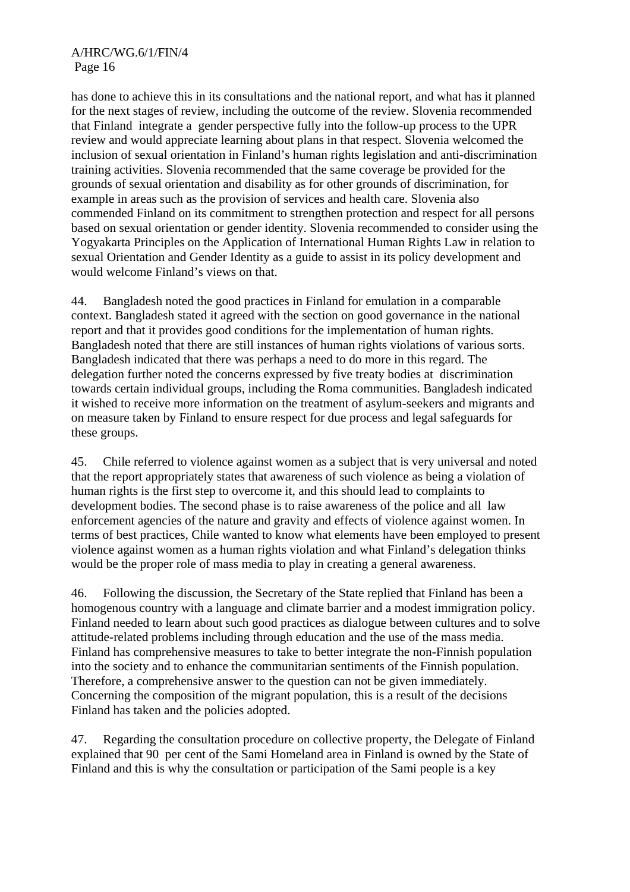has done to achieve this in its consultations and the national report, and what has it planned for the next stages of review, including the outcome of the review. Slovenia recommended that Finland integrate a gender perspective fully into the follow-up process to the UPR review and would appreciate learning about plans in that respect. Slovenia welcomed the inclusion of sexual orientation in Finland's human rights legislation and anti-discrimination training activities. Slovenia recommended that the same coverage be provided for the grounds of sexual orientation and disability as for other grounds of discrimination, for example in areas such as the provision of services and health care. Slovenia also commended Finland on its commitment to strengthen protection and respect for all persons based on sexual orientation or gender identity. Slovenia recommended to consider using the Yogyakarta Principles on the Application of International Human Rights Law in relation to sexual Orientation and Gender Identity as a guide to assist in its policy development and would welcome Finland's views on that.

44. Bangladesh noted the good practices in Finland for emulation in a comparable context. Bangladesh stated it agreed with the section on good governance in the national report and that it provides good conditions for the implementation of human rights. Bangladesh noted that there are still instances of human rights violations of various sorts. Bangladesh indicated that there was perhaps a need to do more in this regard. The delegation further noted the concerns expressed by five treaty bodies at discrimination towards certain individual groups, including the Roma communities. Bangladesh indicated it wished to receive more information on the treatment of asylum-seekers and migrants and on measure taken by Finland to ensure respect for due process and legal safeguards for these groups.

45. Chile referred to violence against women as a subject that is very universal and noted that the report appropriately states that awareness of such violence as being a violation of human rights is the first step to overcome it, and this should lead to complaints to development bodies. The second phase is to raise awareness of the police and all law enforcement agencies of the nature and gravity and effects of violence against women. In terms of best practices, Chile wanted to know what elements have been employed to present violence against women as a human rights violation and what Finland's delegation thinks would be the proper role of mass media to play in creating a general awareness.

46. Following the discussion, the Secretary of the State replied that Finland has been a homogenous country with a language and climate barrier and a modest immigration policy. Finland needed to learn about such good practices as dialogue between cultures and to solve attitude-related problems including through education and the use of the mass media. Finland has comprehensive measures to take to better integrate the non-Finnish population into the society and to enhance the communitarian sentiments of the Finnish population. Therefore, a comprehensive answer to the question can not be given immediately. Concerning the composition of the migrant population, this is a result of the decisions Finland has taken and the policies adopted.

47. Regarding the consultation procedure on collective property, the Delegate of Finland explained that 90 per cent of the Sami Homeland area in Finland is owned by the State of Finland and this is why the consultation or participation of the Sami people is a key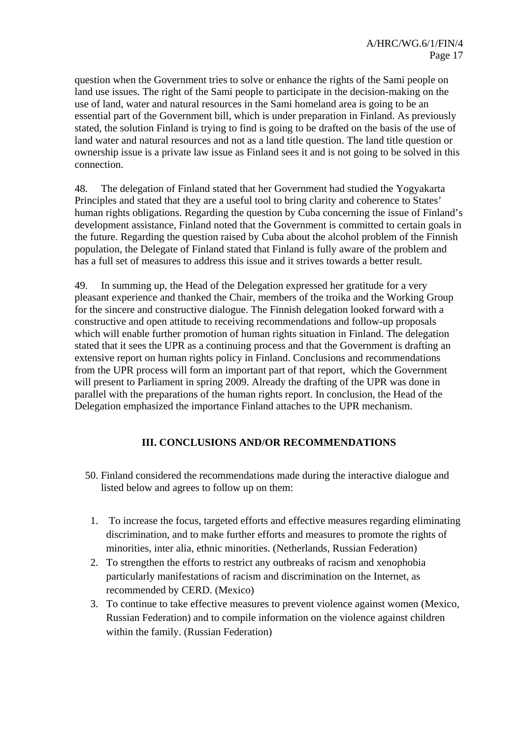question when the Government tries to solve or enhance the rights of the Sami people on land use issues. The right of the Sami people to participate in the decision-making on the use of land, water and natural resources in the Sami homeland area is going to be an essential part of the Government bill, which is under preparation in Finland. As previously stated, the solution Finland is trying to find is going to be drafted on the basis of the use of land water and natural resources and not as a land title question. The land title question or ownership issue is a private law issue as Finland sees it and is not going to be solved in this connection.

48. The delegation of Finland stated that her Government had studied the Yogyakarta Principles and stated that they are a useful tool to bring clarity and coherence to States' human rights obligations. Regarding the question by Cuba concerning the issue of Finland's development assistance, Finland noted that the Government is committed to certain goals in the future. Regarding the question raised by Cuba about the alcohol problem of the Finnish population, the Delegate of Finland stated that Finland is fully aware of the problem and has a full set of measures to address this issue and it strives towards a better result.

49. In summing up, the Head of the Delegation expressed her gratitude for a very pleasant experience and thanked the Chair, members of the troika and the Working Group for the sincere and constructive dialogue. The Finnish delegation looked forward with a constructive and open attitude to receiving recommendations and follow-up proposals which will enable further promotion of human rights situation in Finland. The delegation stated that it sees the UPR as a continuing process and that the Government is drafting an extensive report on human rights policy in Finland. Conclusions and recommendations from the UPR process will form an important part of that report, which the Government will present to Parliament in spring 2009. Already the drafting of the UPR was done in parallel with the preparations of the human rights report. In conclusion, the Head of the Delegation emphasized the importance Finland attaches to the UPR mechanism.

## III. CONCLUSIONS AND/OR RECOMMENDATIONS

50. Finland considered the recommendations made during the interactive dialogue and listed below and agrees to follow up on them:

1. To increase the focus, targeted efforts and effective measures regarding eliminating discrimination, and to make further efforts and measures to promote the rights of minorities, inter alia, ethnic minorities. (Netherlands, Russian Federation)
2. To strengthen the efforts to restrict any outbreaks of racism and xenophobia particularly manifestations of racism and discrimination on the Internet, as recommended by CERD. (Mexico)
3. To continue to take effective measures to prevent violence against women (Mexico, Russian Federation) and to compile information on the violence against children within the family. (Russian Federation)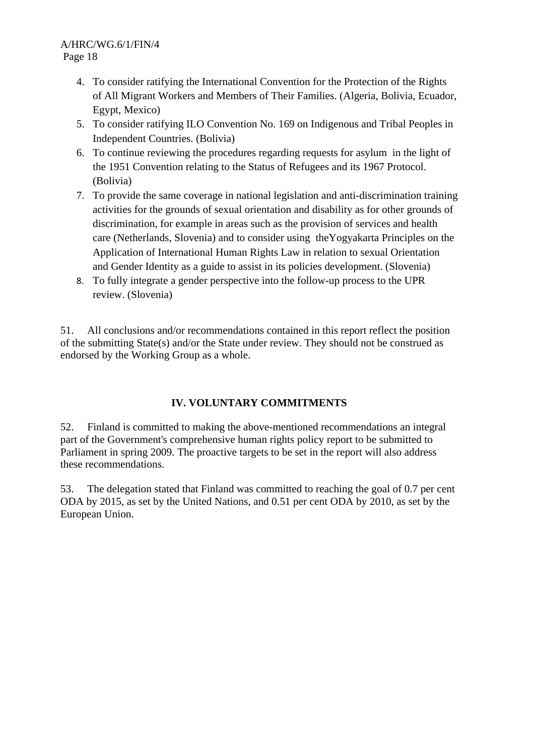4. To consider ratifying the International Convention for the Protection of the Rights of All Migrant Workers and Members of Their Families. (Algeria, Bolivia, Ecuador, Egypt, Mexico)
5. To consider ratifying ILO Convention No. 169 on Indigenous and Tribal Peoples in Independent Countries. (Bolivia)
6. To continue reviewing the procedures regarding requests for asylum in the light of the 1951 Convention relating to the Status of Refugees and its 1967 Protocol. (Bolivia)
7. To provide the same coverage in national legislation and anti-discrimination training activities for the grounds of sexual orientation and disability as for other grounds of discrimination, for example in areas such as the provision of services and health care (Netherlands, Slovenia) and to consider using theYogyakarta Principles on the Application of International Human Rights Law in relation to sexual Orientation and Gender Identity as a guide to assist in its policies development. (Slovenia)
8. To fully integrate a gender perspective into the follow-up process to the UPR review. (Slovenia)

51. All conclusions and/or recommendations contained in this report reflect the position of the submitting State(s) and/or the State under review. They should not be construed as endorsed by the Working Group as a whole.

## IV. VOLUNTARY COMMITMENTS

52. Finland is committed to making the above-mentioned recommendations an integral part of the Government's comprehensive human rights policy report to be submitted to Parliament in spring 2009. The proactive targets to be set in the report will also address these recommendations.

53. The delegation stated that Finland was committed to reaching the goal of 0.7 per cent ODA by 2015, as set by the United Nations, and 0.51 per cent ODA by 2010, as set by the European Union.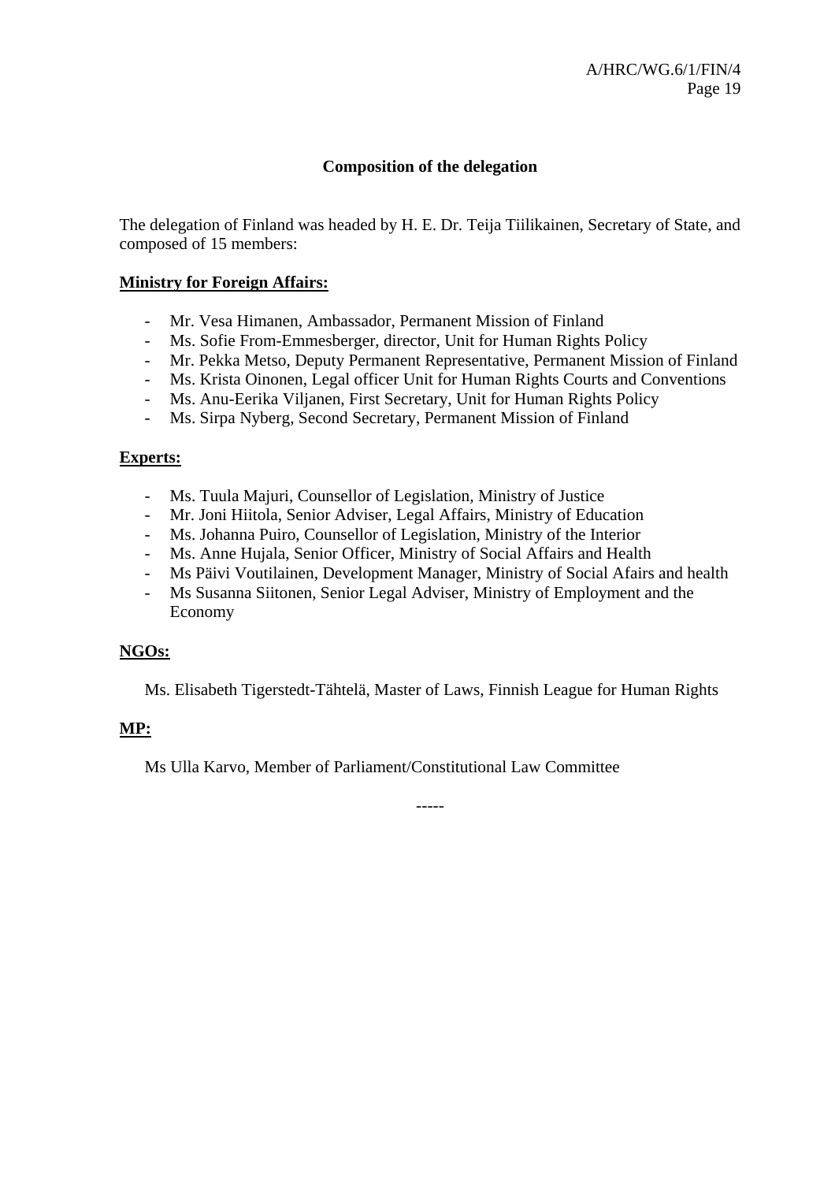## Composition of the delegation

The delegation of Finland was headed by H. E. Dr. Teija Tiilikainen, Secretary of State, and composed of 15 members:

**Ministry for Foreign Affairs:**

- Mr. Vesa Himanen, Ambassador, Permanent Mission of Finland
- Ms. Sofie From-Emmesberger, director, Unit for Human Rights Policy
- Mr. Pekka Metso, Deputy Permanent Representative, Permanent Mission of Finland
- Ms. Krista Oinonen, Legal officer Unit for Human Rights Courts and Conventions
- Ms. Anu-Eerika Viljanen, First Secretary, Unit for Human Rights Policy
- Ms. Sirpa Nyberg, Second Secretary, Permanent Mission of Finland

**Experts:**

- Ms. Tuula Majuri, Counsellor of Legislation, Ministry of Justice
- Mr. Joni Hiitola, Senior Adviser, Legal Affairs, Ministry of Education
- Ms. Johanna Puiro, Counsellor of Legislation, Ministry of the Interior
- Ms. Anne Hujala, Senior Officer, Ministry of Social Affairs and Health
- Ms Päivi Voutilainen, Development Manager, Ministry of Social Afairs and health
- Ms Susanna Siitonen, Senior Legal Adviser, Ministry of Employment and the Economy

**NGOs:**

Ms. Elisabeth Tigerstedt-Tähtelä, Master of Laws, Finnish League for Human Rights

**MP:**

Ms Ulla Karvo, Member of Parliament/Constitutional Law Committee

-----